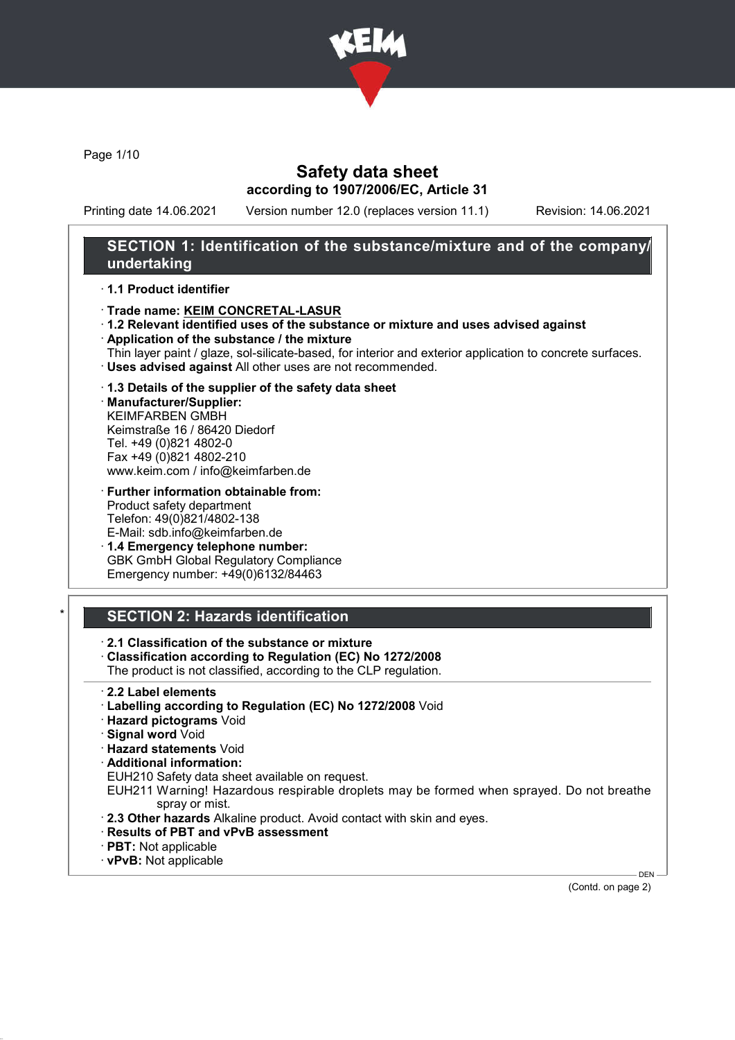# Safety data sheet

**according to 1907/2006/EC, Article 31**

Printing date 14.06.2021 Version number 12.0 (replaces version 11.1) Revision: 14.06.2021

## SECTION 1: Identification of the substance/mixture and of the company/undertaking

· **1.1 Product identifier**

· **Trade name: KEIM CONCRETAL-LASUR**

· **1.2 Relevant identified uses of the substance or mixture and uses advised against**

· **Application of the substance / the mixture**
Thin layer paint / glaze, sol-silicate-based, for interior and exterior application to concrete surfaces.

· **Uses advised against** All other uses are not recommended.

· **1.3 Details of the supplier of the safety data sheet**

· **Manufacturer/Supplier:**
KEIMFARBEN GMBH
Keimstraße 16 / 86420 Diedorf
Tel. +49 (0)821 4802-0
Fax +49 (0)821 4802-210
www.keim.com / info@keimfarben.de

· **Further information obtainable from:**
Product safety department
Telefon: 49(0)821/4802-138
E-Mail: sdb.info@keimfarben.de

· **1.4 Emergency telephone number:**
GBK GmbH Global Regulatory Compliance
Emergency number: +49(0)6132/84463

## * SECTION 2: Hazards identification

· **2.1 Classification of the substance or mixture**

· **Classification according to Regulation (EC) No 1272/2008**
The product is not classified, according to the CLP regulation.

· **2.2 Label elements**

· **Labelling according to Regulation (EC) No 1272/2008** Void

· **Hazard pictograms** Void

· **Signal word** Void

· **Hazard statements** Void

· **Additional information:**
EUH210 Safety data sheet available on request.
EUH211 Warning! Hazardous respirable droplets may be formed when sprayed. Do not breathe spray or mist.

· **2.3 Other hazards** Alkaline product. Avoid contact with skin and eyes.

· **Results of PBT and vPvB assessment**

· **PBT:** Not applicable

· **vPvB:** Not applicable

(Contd. on page 2)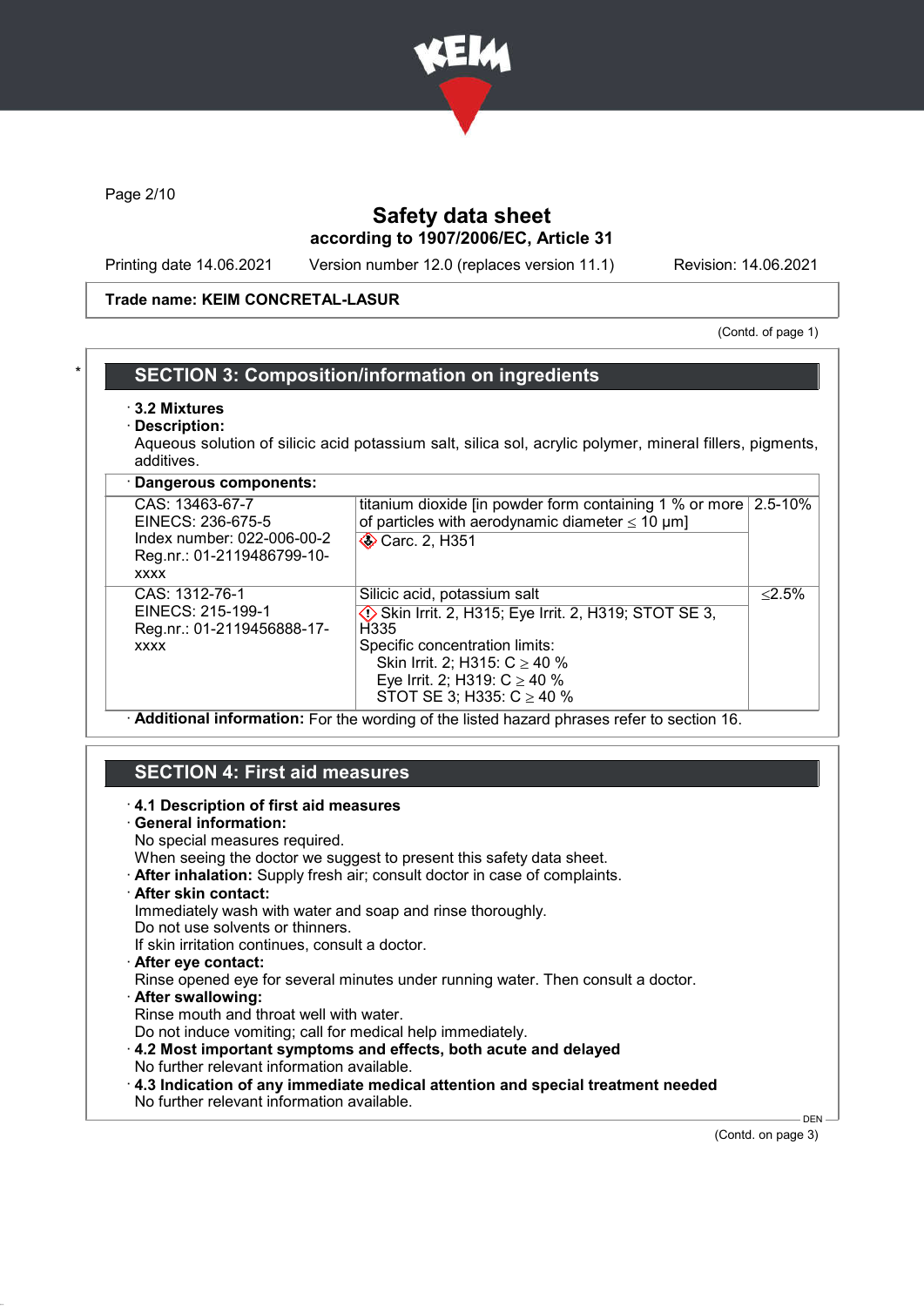Trade name: KEIM CONCRETAL-LASUR

(Contd. of page 1)

## SECTION 3: Composition/information on ingredients

· **3.2 Mixtures**

· **Description:**

Aqueous solution of silicic acid potassium salt, silica sol, acrylic polymer, mineral fillers, pigments, additives.

· **Dangerous components:**

| | | |
|---|---|---|
| CAS: 13463-67-7<br>EINECS: 236-675-5<br>Index number: 022-006-00-2<br>Reg.nr.: 01-2119486799-10-xxxx | titanium dioxide [in powder form containing 1 % or more of particles with aerodynamic diameter ≤ 10 μm]<br>Carc. 2, H351 | 2.5-10% |
| CAS: 1312-76-1<br>EINECS: 215-199-1<br>Reg.nr.: 01-2119456888-17-xxxx | Silicic acid, potassium salt<br>Skin Irrit. 2, H315; Eye Irrit. 2, H319; STOT SE 3, H335<br>Specific concentration limits:<br>Skin Irrit. 2; H315: C ≥ 40 %<br>Eye Irrit. 2; H319: C ≥ 40 %<br>STOT SE 3; H335: C ≥ 40 % | ≤2.5% |

· **Additional information:** For the wording of the listed hazard phrases refer to section 16.

## SECTION 4: First aid measures

· **4.1 Description of first aid measures**

· **General information:**

No special measures required.

When seeing the doctor we suggest to present this safety data sheet.

· **After inhalation:** Supply fresh air; consult doctor in case of complaints.

· **After skin contact:**

Immediately wash with water and soap and rinse thoroughly.

Do not use solvents or thinners.

If skin irritation continues, consult a doctor.

· **After eye contact:**

Rinse opened eye for several minutes under running water. Then consult a doctor.

· **After swallowing:**

Rinse mouth and throat well with water.

Do not induce vomiting; call for medical help immediately.

· **4.2 Most important symptoms and effects, both acute and delayed**

No further relevant information available.

· **4.3 Indication of any immediate medical attention and special treatment needed**

No further relevant information available.

(Contd. on page 3)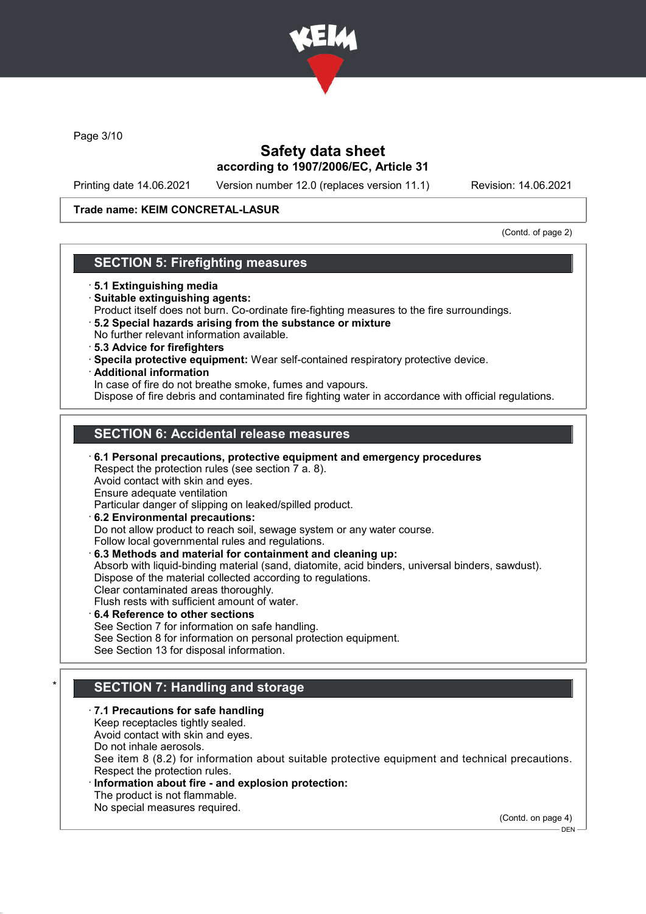# Safety data sheet
## according to 1907/2006/EC, Article 31

Printing date 14.06.2021 Version number 12.0 (replaces version 11.1) Revision: 14.06.2021

**Trade name: KEIM CONCRETAL-LASUR**

(Contd. of page 2)

## SECTION 5: Firefighting measures

· **5.1 Extinguishing media**
· **Suitable extinguishing agents:**
Product itself does not burn. Co-ordinate fire-fighting measures to the fire surroundings.
· **5.2 Special hazards arising from the substance or mixture**
No further relevant information available.
· **5.3 Advice for firefighters**
· **Specila protective equipment:** Wear self-contained respiratory protective device.
· **Additional information**
In case of fire do not breathe smoke, fumes and vapours.
Dispose of fire debris and contaminated fire fighting water in accordance with official regulations.

## SECTION 6: Accidental release measures

· **6.1 Personal precautions, protective equipment and emergency procedures**
Respect the protection rules (see section 7 a. 8).
Avoid contact with skin and eyes.
Ensure adequate ventilation
Particular danger of slipping on leaked/spilled product.
· **6.2 Environmental precautions:**
Do not allow product to reach soil, sewage system or any water course.
Follow local governmental rules and regulations.
· **6.3 Methods and material for containment and cleaning up:**
Absorb with liquid-binding material (sand, diatomite, acid binders, universal binders, sawdust).
Dispose of the material collected according to regulations.
Clear contaminated areas thoroughly.
Flush rests with sufficient amount of water.
· **6.4 Reference to other sections**
See Section 7 for information on safe handling.
See Section 8 for information on personal protection equipment.
See Section 13 for disposal information.

## * SECTION 7: Handling and storage

· **7.1 Precautions for safe handling**
Keep receptacles tightly sealed.
Avoid contact with skin and eyes.
Do not inhale aerosols.
See item 8 (8.2) for information about suitable protective equipment and technical precautions.
Respect the protection rules.
· **Information about fire - and explosion protection:**
The product is not flammable.
No special measures required.

(Contd. on page 4)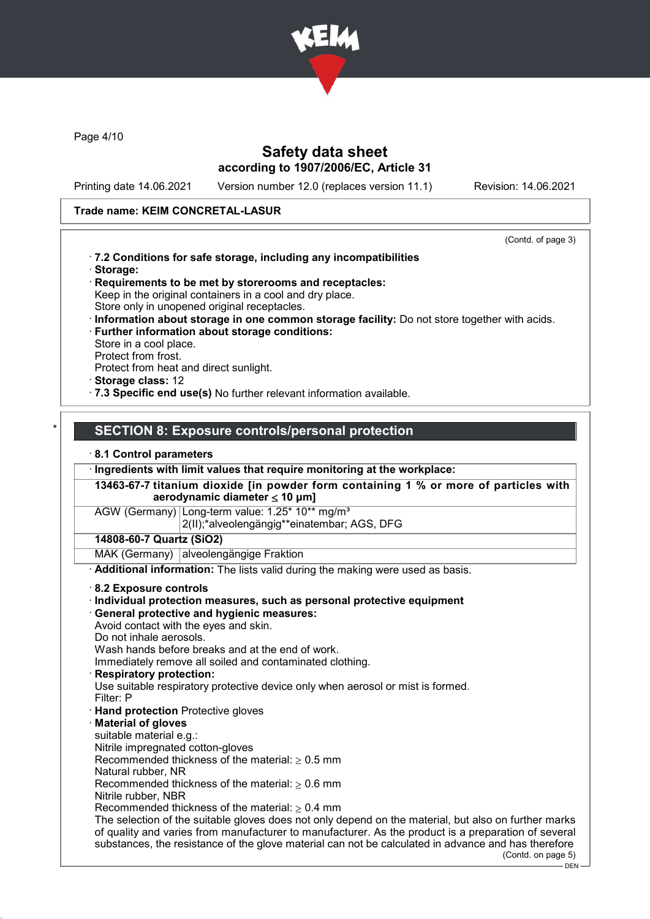# Safety data sheet
according to 1907/2006/EC, Article 31

Printing date 14.06.2021 Version number 12.0 (replaces version 11.1) Revision: 14.06.2021

**Trade name: KEIM CONCRETAL-LASUR**

(Contd. of page 3)

· **7.2 Conditions for safe storage, including any incompatibilities**
· **Storage:**
· **Requirements to be met by storerooms and receptacles:**
Keep in the original containers in a cool and dry place.
Store only in unopened original receptacles.
· **Information about storage in one common storage facility:** Do not store together with acids.
· **Further information about storage conditions:**
Store in a cool place.
Protect from frost.
Protect from heat and direct sunlight.
· **Storage class:** 12
· **7.3 Specific end use(s)** No further relevant information available.

## SECTION 8: Exposure controls/personal protection

· **8.1 Control parameters**

| · Ingredients with limit values that require monitoring at the workplace: | |
|---|---|
| **13463-67-7 titanium dioxide [in powder form containing 1 % or more of particles with aerodynamic diameter ≤ 10 μm]** | |
| AGW (Germany) | Long-term value: 1.25* 10** mg/m³<br>2(II);*alveolengängig**einatembar; AGS, DFG |
| **14808-60-7 Quartz ($SiO_2$)** | |
| MAK (Germany) | alveolengängige Fraktion |

· **Additional information:** The lists valid during the making were used as basis.

· **8.2 Exposure controls**
· **Individual protection measures, such as personal protective equipment**
· **General protective and hygienic measures:**
Avoid contact with the eyes and skin.
Do not inhale aerosols.
Wash hands before breaks and at the end of work.
Immediately remove all soiled and contaminated clothing.
· **Respiratory protection:**
Use suitable respiratory protective device only when aerosol or mist is formed.
Filter: P
· **Hand protection** Protective gloves
· **Material of gloves**
suitable material e.g.:
Nitrile impregnated cotton-gloves
Recommended thickness of the material: ≥ 0.5 mm
Natural rubber, NR
Recommended thickness of the material: ≥ 0.6 mm
Nitrile rubber, NBR
Recommended thickness of the material: ≥ 0.4 mm
The selection of the suitable gloves does not only depend on the material, but also on further marks of quality and varies from manufacturer to manufacturer. As the product is a preparation of several substances, the resistance of the glove material can not be calculated in advance and has therefore

(Contd. on page 5)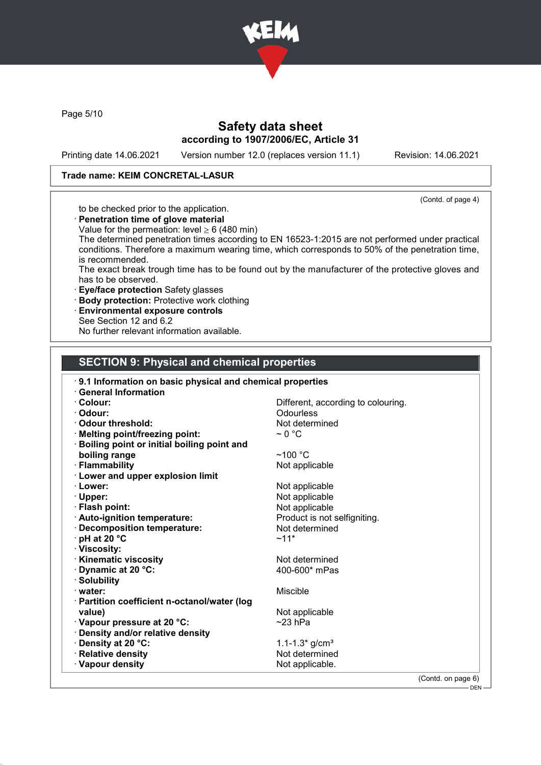Trade name: KEIM CONCRETAL-LASUR

(Contd. of page 4)

to be checked prior to the application.

- **Penetration time of glove material**
  Value for the permeation: level ≥ 6 (480 min)
  The determined penetration times according to EN 16523-1:2015 are not performed under practical conditions. Therefore a maximum wearing time, which corresponds to 50% of the penetration time, is recommended.
  The exact break trough time has to be found out by the manufacturer of the protective gloves and has to be observed.
- **Eye/face protection** Safety glasses
- **Body protection:** Protective work clothing
- **Environmental exposure controls**
  See Section 12 and 6.2
  No further relevant information available.

## SECTION 9: Physical and chemical properties

- **9.1 Information on basic physical and chemical properties**
- **General Information**

| | |
|---|---|
| **Colour:** | Different, according to colouring. |
| **Odour:** | Odourless |
| **Odour threshold:** | Not determined |
| **Melting point/freezing point:** | ~ 0 °C |
| **Boiling point or initial boiling point and boiling range** | ~100 °C |
| **Flammability** | Not applicable |
| **Lower and upper explosion limit** | |
| **Lower:** | Not applicable |
| **Upper:** | Not applicable |
| **Flash point:** | Not applicable |
| **Auto-ignition temperature:** | Product is not selfigniting. |
| **Decomposition temperature:** | Not determined |
| **pH at 20 °C** | ~11* |
| **Viscosity:** | |
| **Kinematic viscosity** | Not determined |
| **Dynamic at 20 °C:** | 400-600* mPas |
| **Solubility** | |
| **water:** | Miscible |
| **Partition coefficient n-octanol/water (log value)** | Not applicable |
| **Vapour pressure at 20 °C:** | ~23 hPa |
| **Density and/or relative density** | |
| **Density at 20 °C:** | 1.1-1.3* g/cm³ |
| **Relative density** | Not determined |
| **Vapour density** | Not applicable. |

(Contd. on page 6)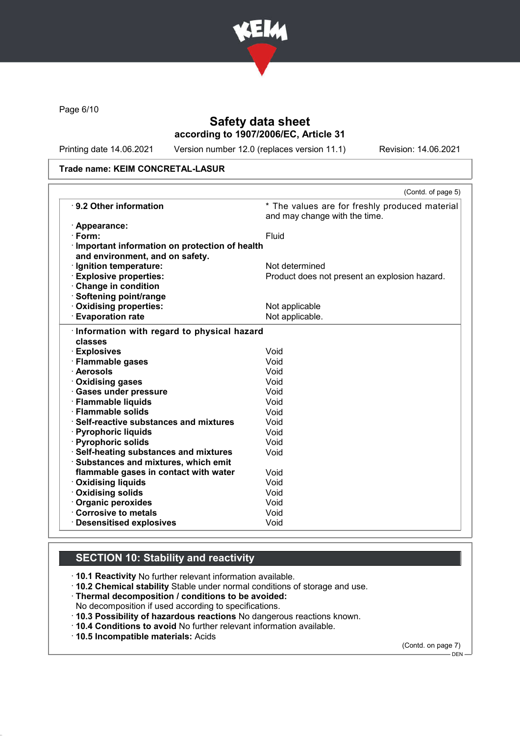**Trade name: KEIM CONCRETAL-LASUR**

(Contd. of page 5)

| | |
|---|---|
| · **9.2 Other information** | * The values are for freshly produced material and may change with the time. |
| · **Appearance:** | |
| · **Form:** | Fluid |
| · **Important information on protection of health and environment, and on safety.** | |
| · **Ignition temperature:** | Not determined |
| · **Explosive properties:** | Product does not present an explosion hazard. |
| · **Change in condition** | |
| · **Softening point/range** | |
| · **Oxidising properties:** | Not applicable |
| · **Evaporation rate** | Not applicable. |

| | |
|---|---|
| · **Information with regard to physical hazard classes** | |
| · **Explosives** | Void |
| · **Flammable gases** | Void |
| · **Aerosols** | Void |
| · **Oxidising gases** | Void |
| · **Gases under pressure** | Void |
| · **Flammable liquids** | Void |
| · **Flammable solids** | Void |
| · **Self-reactive substances and mixtures** | Void |
| · **Pyrophoric liquids** | Void |
| · **Pyrophoric solids** | Void |
| · **Self-heating substances and mixtures** | Void |
| · **Substances and mixtures, which emit flammable gases in contact with water** | Void |
| · **Oxidising liquids** | Void |
| · **Oxidising solids** | Void |
| · **Organic peroxides** | Void |
| · **Corrosive to metals** | Void |
| · **Desensitised explosives** | Void |

## SECTION 10: Stability and reactivity

· **10.1 Reactivity** No further relevant information available.
· **10.2 Chemical stability** Stable under normal conditions of storage and use.
· **Thermal decomposition / conditions to be avoided:**
No decomposition if used according to specifications.
· **10.3 Possibility of hazardous reactions** No dangerous reactions known.
· **10.4 Conditions to avoid** No further relevant information available.
· **10.5 Incompatible materials:** Acids

(Contd. on page 7)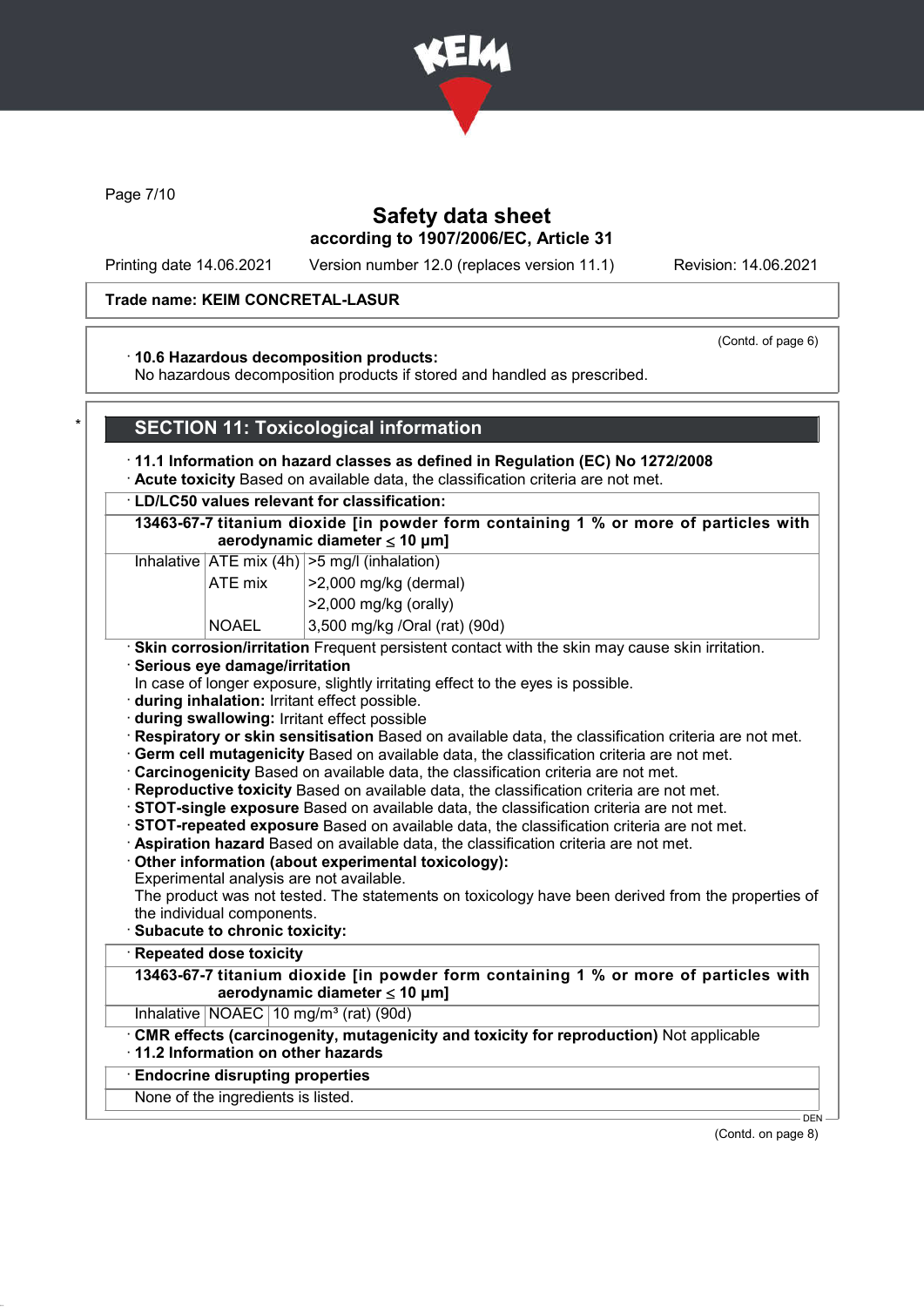**Safety data sheet**
**according to 1907/2006/EC, Article 31**

Printing date 14.06.2021 Version number 12.0 (replaces version 11.1) Revision: 14.06.2021

**Trade name: KEIM CONCRETAL-LASUR**

(Contd. of page 6)

· **10.6 Hazardous decomposition products:**
No hazardous decomposition products if stored and handled as prescribed.

## SECTION 11: Toxicological information

· **11.1 Information on hazard classes as defined in Regulation (EC) No 1272/2008**
· **Acute toxicity** Based on available data, the classification criteria are not met.

· **LD/LC50 values relevant for classification:**

**13463-67-7 titanium dioxide [in powder form containing 1 % or more of particles with aerodynamic diameter ≤ 10 μm]**

| | | |
|---|---|---|
| Inhalative | ATE mix (4h) | >5 mg/l (inhalation) |
| | ATE mix | >2,000 mg/kg (dermal) |
| | | >2,000 mg/kg (orally) |
| | NOAEL | 3,500 mg/kg /Oral (rat) (90d) |

· **Skin corrosion/irritation** Frequent persistent contact with the skin may cause skin irritation.
· **Serious eye damage/irritation**
In case of longer exposure, slightly irritating effect to the eyes is possible.
· **during inhalation:** Irritant effect possible.
· **during swallowing:** Irritant effect possible
· **Respiratory or skin sensitisation** Based on available data, the classification criteria are not met.
· **Germ cell mutagenicity** Based on available data, the classification criteria are not met.
· **Carcinogenicity** Based on available data, the classification criteria are not met.
· **Reproductive toxicity** Based on available data, the classification criteria are not met.
· **STOT-single exposure** Based on available data, the classification criteria are not met.
· **STOT-repeated exposure** Based on available data, the classification criteria are not met.
· **Aspiration hazard** Based on available data, the classification criteria are not met.
· **Other information (about experimental toxicology):**
Experimental analysis are not available.
The product was not tested. The statements on toxicology have been derived from the properties of the individual components.
· **Subacute to chronic toxicity:**

· **Repeated dose toxicity**

**13463-67-7 titanium dioxide [in powder form containing 1 % or more of particles with aerodynamic diameter ≤ 10 μm]**

| | | |
|---|---|---|
| Inhalative | NOAEC | 10 mg/m³ (rat) (90d) |

· **CMR effects (carcinogenity, mutagenicity and toxicity for reproduction)** Not applicable
· **11.2 Information on other hazards**

· **Endocrine disrupting properties**

None of the ingredients is listed.

(Contd. on page 8)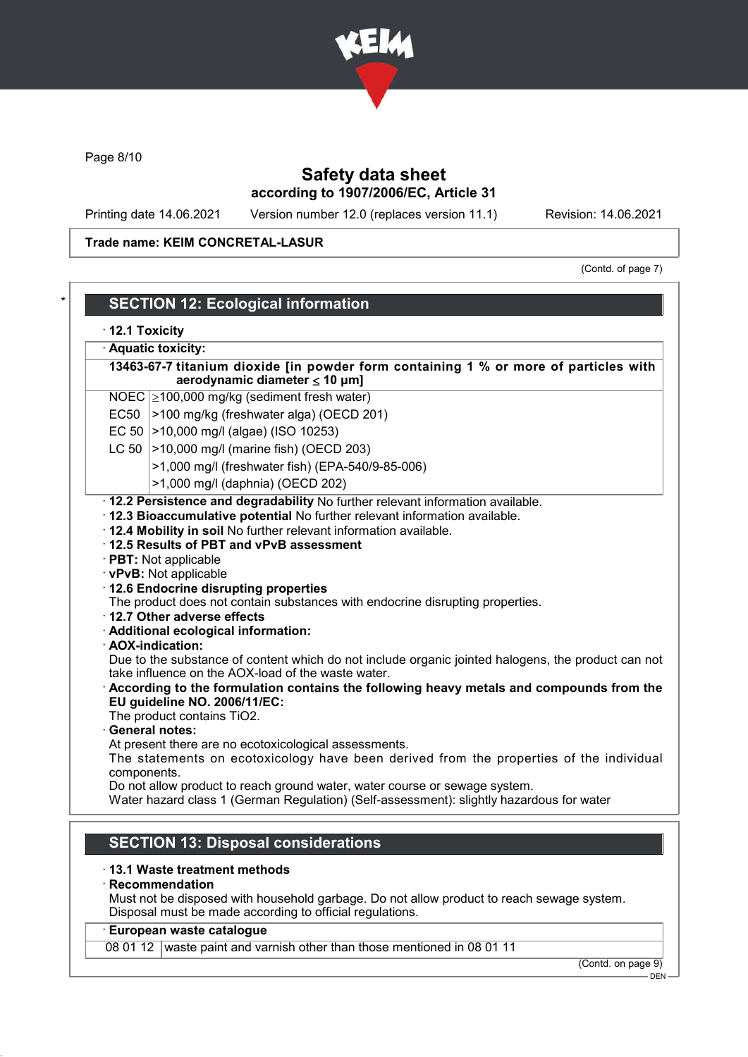**Safety data sheet**
**according to 1907/2006/EC, Article 31**

Printing date 14.06.2021 Version number 12.0 (replaces version 11.1) Revision: 14.06.2021

**Trade name: KEIM CONCRETAL-LASUR**

(Contd. of page 7)

## SECTION 12: Ecological information

· **12.1 Toxicity**

· **Aquatic toxicity:**

| **13463-67-7 titanium dioxide [in powder form containing 1 % or more of particles with aerodynamic diameter ≤ 10 μm]** | |
|---|---|
| NOEC | ≥100,000 mg/kg (sediment fresh water) |
| EC50 | >100 mg/kg (freshwater alga) (OECD 201) |
| EC 50 | >10,000 mg/l (algae) (ISO 10253) |
| LC 50 | >10,000 mg/l (marine fish) (OECD 203) |
| | >1,000 mg/l (freshwater fish) (EPA-540/9-85-006) |
| | >1,000 mg/l (daphnia) (OECD 202) |

· **12.2 Persistence and degradability** No further relevant information available.
· **12.3 Bioaccumulative potential** No further relevant information available.
· **12.4 Mobility in soil** No further relevant information available.
· **12.5 Results of PBT and vPvB assessment**
· **PBT:** Not applicable
· **vPvB:** Not applicable
· **12.6 Endocrine disrupting properties**
The product does not contain substances with endocrine disrupting properties.
· **12.7 Other adverse effects**
· **Additional ecological information:**
· **AOX-indication:**
Due to the substance of content which do not include organic jointed halogens, the product can not take influence on the AOX-load of the waste water.
· **According to the formulation contains the following heavy metals and compounds from the EU guideline NO. 2006/11/EC:**
The product contains $TiO_2$.
· **General notes:**
At present there are no ecotoxicological assessments.
The statements on ecotoxicology have been derived from the properties of the individual components.
Do not allow product to reach ground water, water course or sewage system.
Water hazard class 1 (German Regulation) (Self-assessment): slightly hazardous for water

## SECTION 13: Disposal considerations

· **13.1 Waste treatment methods**
· **Recommendation**
Must not be disposed with household garbage. Do not allow product to reach sewage system.
Disposal must be made according to official regulations.

| **European waste catalogue** | |
|---|---|
| 08 01 12 | waste paint and varnish other than those mentioned in 08 01 11 |

(Contd. on page 9)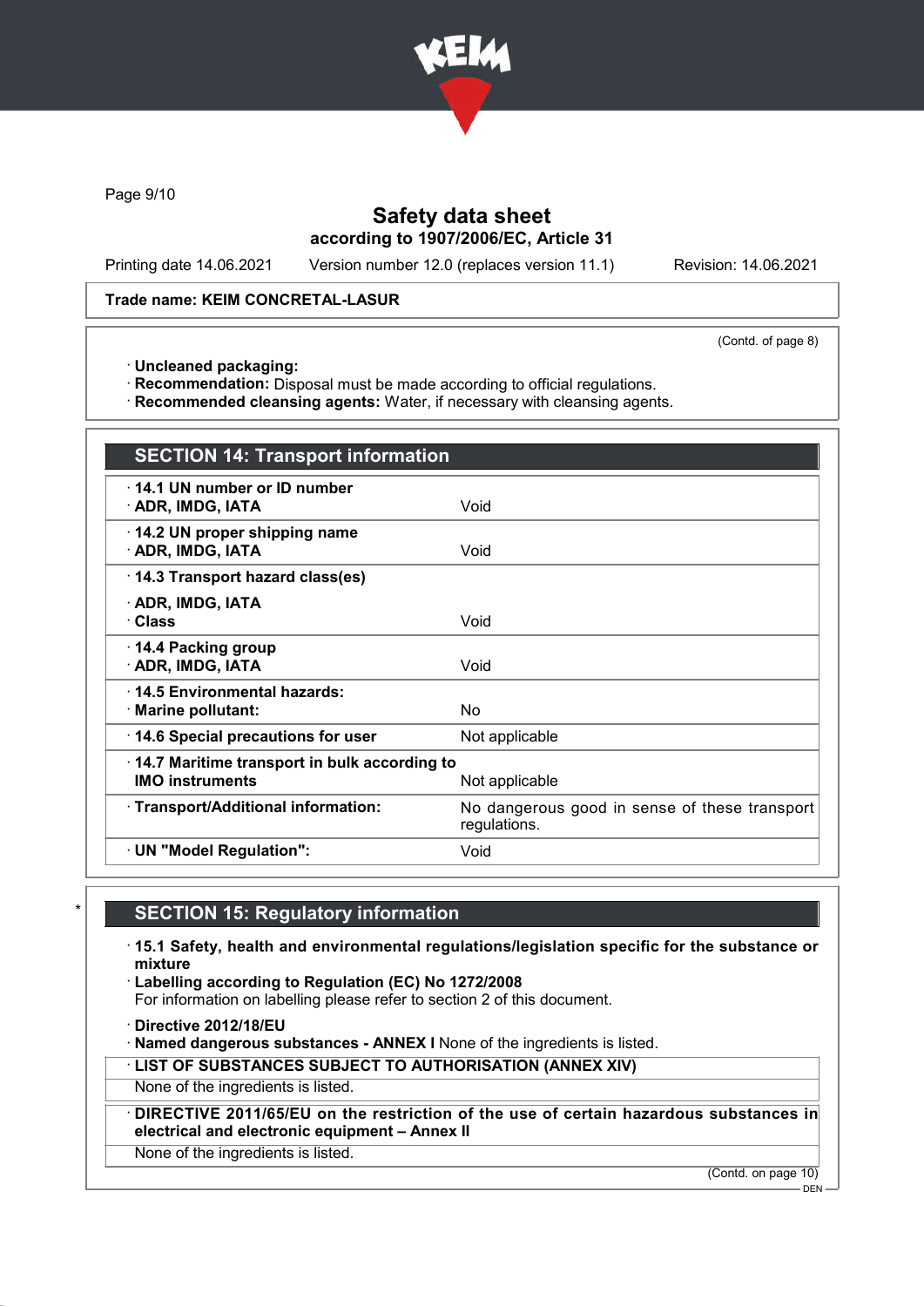Safety data sheet
according to 1907/2006/EC, Article 31

Printing date 14.06.2021 Version number 12.0 (replaces version 11.1) Revision: 14.06.2021

**Trade name: KEIM CONCRETAL-LASUR**

(Contd. of page 8)

· **Uncleaned packaging:**
· **Recommendation:** Disposal must be made according to official regulations.
· **Recommended cleansing agents:** Water, if necessary with cleansing agents.

## SECTION 14: Transport information

| | |
|---|---|
| · **14.1 UN number or ID number**<br>· **ADR, IMDG, IATA** | Void |
| · **14.2 UN proper shipping name**<br>· **ADR, IMDG, IATA** | Void |
| · **14.3 Transport hazard class(es)**<br>· **ADR, IMDG, IATA**<br>· **Class** | Void |
| · **14.4 Packing group**<br>· **ADR, IMDG, IATA** | Void |
| · **14.5 Environmental hazards:**<br>· **Marine pollutant:** | No |
| · **14.6 Special precautions for user** | Not applicable |
| · **14.7 Maritime transport in bulk according to IMO instruments** | Not applicable |
| · **Transport/Additional information:** | No dangerous good in sense of these transport regulations. |
| · **UN "Model Regulation":** | Void |

## SECTION 15: Regulatory information

· **15.1 Safety, health and environmental regulations/legislation specific for the substance or mixture**
· **Labelling according to Regulation (EC) No 1272/2008**
For information on labelling please refer to section 2 of this document.

· **Directive 2012/18/EU**
· **Named dangerous substances - ANNEX I** None of the ingredients is listed.

· **LIST OF SUBSTANCES SUBJECT TO AUTHORISATION (ANNEX XIV)**
None of the ingredients is listed.

· **DIRECTIVE 2011/65/EU on the restriction of the use of certain hazardous substances in electrical and electronic equipment – Annex II**
None of the ingredients is listed.

(Contd. on page 10)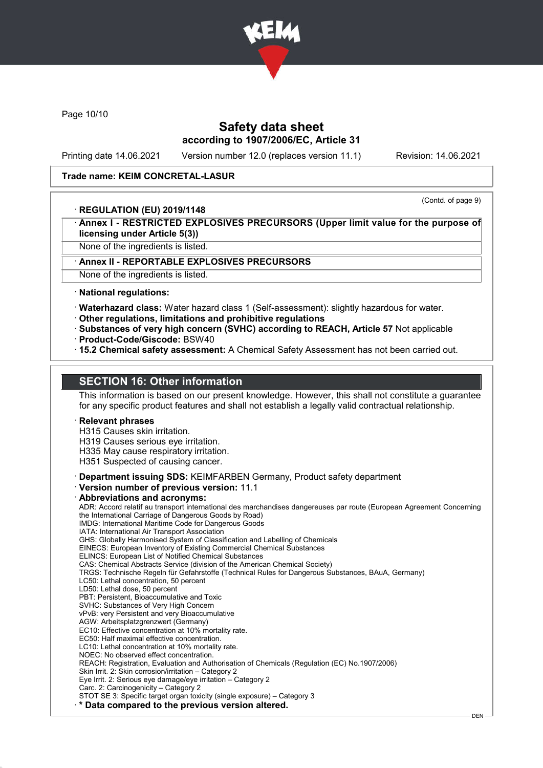## Safety data sheet
### according to 1907/2006/EC, Article 31

Printing date 14.06.2021 Version number 12.0 (replaces version 11.1) Revision: 14.06.2021

**Trade name: KEIM CONCRETAL-LASUR**

(Contd. of page 9)

· **REGULATION (EU) 2019/1148**

· **Annex I - RESTRICTED EXPLOSIVES PRECURSORS (Upper limit value for the purpose of licensing under Article 5(3))**

None of the ingredients is listed.

· **Annex II - REPORTABLE EXPLOSIVES PRECURSORS**

None of the ingredients is listed.

· **National regulations:**

· **Waterhazard class:** Water hazard class 1 (Self-assessment): slightly hazardous for water.
· **Other regulations, limitations and prohibitive regulations**
· **Substances of very high concern (SVHC) according to REACH, Article 57** Not applicable
· **Product-Code/Giscode:** BSW40
· **15.2 Chemical safety assessment:** A Chemical Safety Assessment has not been carried out.

## SECTION 16: Other information

This information is based on our present knowledge. However, this shall not constitute a guarantee for any specific product features and shall not establish a legally valid contractual relationship.

· **Relevant phrases**
H315 Causes skin irritation.
H319 Causes serious eye irritation.
H335 May cause respiratory irritation.
H351 Suspected of causing cancer.

· **Department issuing SDS:** KEIMFARBEN Germany, Product safety department
· **Version number of previous version:** 11.1
· **Abbreviations and acronyms:**
ADR: Accord relatif au transport international des marchandises dangereuses par route (European Agreement Concerning the International Carriage of Dangerous Goods by Road)
IMDG: International Maritime Code for Dangerous Goods
IATA: International Air Transport Association
GHS: Globally Harmonised System of Classification and Labelling of Chemicals
EINECS: European Inventory of Existing Commercial Chemical Substances
ELINCS: European List of Notified Chemical Substances
CAS: Chemical Abstracts Service (division of the American Chemical Society)
TRGS: Technische Regeln für Gefahrstoffe (Technical Rules for Dangerous Substances, BAuA, Germany)
LC50: Lethal concentration, 50 percent
LD50: Lethal dose, 50 percent
PBT: Persistent, Bioaccumulative and Toxic
SVHC: Substances of Very High Concern
vPvB: very Persistent and very Bioaccumulative
AGW: Arbeitsplatzgrenzwert (Germany)
EC10: Effective concentration at 10% mortality rate.
EC50: Half maximal effective concentration.
LC10: Lethal concentration at 10% mortality rate.
NOEC: No observed effect concentration.
REACH: Registration, Evaluation and Authorisation of Chemicals (Regulation (EC) No.1907/2006)
Skin Irrit. 2: Skin corrosion/irritation – Category 2
Eye Irrit. 2: Serious eye damage/eye irritation – Category 2
Carc. 2: Carcinogenicity – Category 2
STOT SE 3: Specific target organ toxicity (single exposure) – Category 3

· **\* Data compared to the previous version altered.**